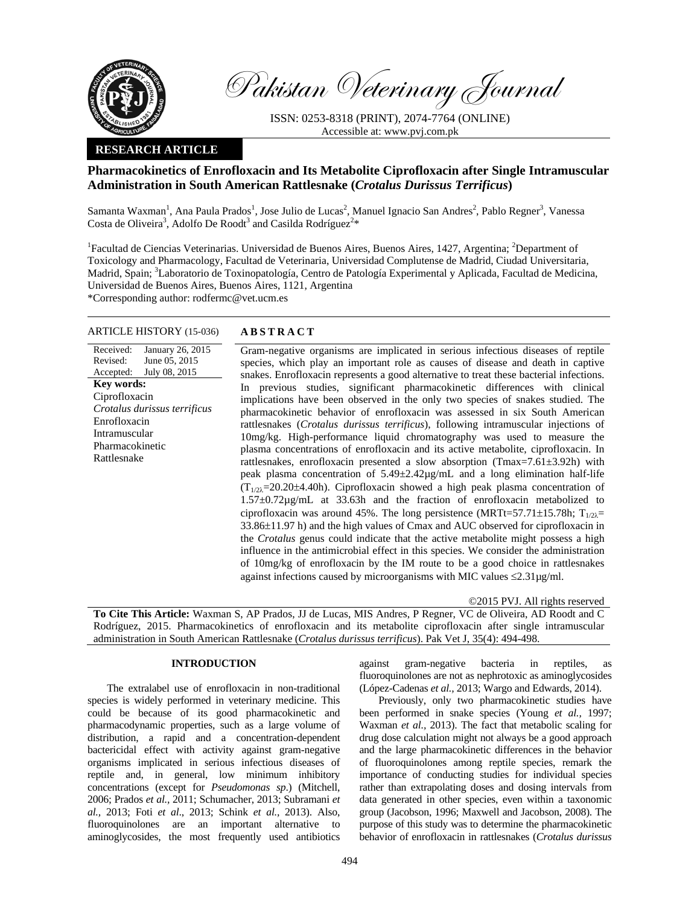# Pakistan Veterinary Journal

ISSN: 0253-8318 (PRINT), 2074-7764 (ONLINE)
Accessible at: www.pvj.com.pk

**RESEARCH ARTICLE**

## Pharmacokinetics of Enrofloxacin and Its Metabolite Ciprofloxacin after Single Intramuscular Administration in South American Rattlesnake (*Crotalus Durissus Terrificus*)

Samanta Waxman[1], Ana Paula Prados[1], Jose Julio de Lucas[2], Manuel Ignacio San Andres[2], Pablo Regner[3], Vanessa Costa de Oliveira[3], Adolfo De Roodt[3] and Casilda Rodríguez[2]*

[1]Facultad de Ciencias Veterinarias. Universidad de Buenos Aires, Buenos Aires, 1427, Argentina; [2]Department of Toxicology and Pharmacology, Facultad de Veterinaria, Universidad Complutense de Madrid, Ciudad Universitaria, Madrid, Spain; [3]Laboratorio de Toxinopatología, Centro de Patología Experimental y Aplicada, Facultad de Medicina, Universidad de Buenos Aires, Buenos Aires, 1121, Argentina

*Corresponding author: rodfermc@vet.ucm.es

**ARTICLE HISTORY** (15-036)

Received: January 26, 2015
Revised: June 05, 2015
Accepted: July 08, 2015

**Key words:**
Ciprofloxacin
*Crotalus durissus terrificus*
Enrofloxacin
Intramuscular
Pharmacokinetic
Rattlesnake

## ABSTRACT

Gram-negative organisms are implicated in serious infectious diseases of reptile species, which play an important role as causes of disease and death in captive snakes. Enrofloxacin represents a good alternative to treat these bacterial infections. In previous studies, significant pharmacokinetic differences with clinical implications have been observed in the only two species of snakes studied. The pharmacokinetic behavior of enrofloxacin was assessed in six South American rattlesnakes (*Crotalus durissus terrificus*), following intramuscular injections of 10mg/kg. High-performance liquid chromatography was used to measure the plasma concentrations of enrofloxacin and its active metabolite, ciprofloxacin. In rattlesnakes, enrofloxacin presented a slow absorption (Tmax=7.61±3.92h) with peak plasma concentration of 5.49±2.42µg/mL and a long elimination half-life ($T_{1/2\lambda}$=20.20±4.40h). Ciprofloxacin showed a high peak plasma concentration of 1.57±0.72µg/mL at 33.63h and the fraction of enrofloxacin metabolized to ciprofloxacin was around 45%. The long persistence (MRTt=57.71±15.78h; $T_{1/2\lambda}$= 33.86±11.97 h) and the high values of Cmax and AUC observed for ciprofloxacin in the *Crotalus* genus could indicate that the active metabolite might possess a high influence in the antimicrobial effect in this species. We consider the administration of 10mg/kg of enrofloxacin by the IM route to be a good choice in rattlesnakes against infections caused by microorganisms with MIC values ≤2.31µg/ml.

©2015 PVJ. All rights reserved

**To Cite This Article:** Waxman S, AP Prados, JJ de Lucas, MIS Andres, P Regner, VC de Oliveira, AD Roodt and C Rodríguez, 2015. Pharmacokinetics of enrofloxacin and its metabolite ciprofloxacin after single intramuscular administration in South American Rattlesnake (*Crotalus durissus terrificus*). Pak Vet J, 35(4): 494-498.

## INTRODUCTION

The extralabel use of enrofloxacin in non-traditional species is widely performed in veterinary medicine. This could be because of its good pharmacokinetic and pharmacodynamic properties, such as a large volume of distribution, a rapid and a concentration-dependent bactericidal effect with activity against gram-negative organisms implicated in serious infectious diseases of reptile and, in general, low minimum inhibitory concentrations (except for *Pseudomonas sp*.) (Mitchell, 2006; Prados *et al.,* 2011; Schumacher, 2013; Subramani *et al.,* 2013; Foti *et al*., 2013; Schink *et al.,* 2013). Also, fluoroquinolones are an important alternative to aminoglycosides, the most frequently used antibiotics against gram-negative bacteria in reptiles, as fluoroquinolones are not as nephrotoxic as aminoglycosides (López-Cadenas *et al.,* 2013; Wargo and Edwards, 2014).

Previously, only two pharmacokinetic studies have been performed in snake species (Young *et al.,* 1997; Waxman *et al.,* 2013). The fact that metabolic scaling for drug dose calculation might not always be a good approach and the large pharmacokinetic differences in the behavior of fluoroquinolones among reptile species, remark the importance of conducting studies for individual species rather than extrapolating doses and dosing intervals from data generated in other species, even within a taxonomic group (Jacobson, 1996; Maxwell and Jacobson, 2008). The purpose of this study was to determine the pharmacokinetic behavior of enrofloxacin in rattlesnakes (*Crotalus durissus*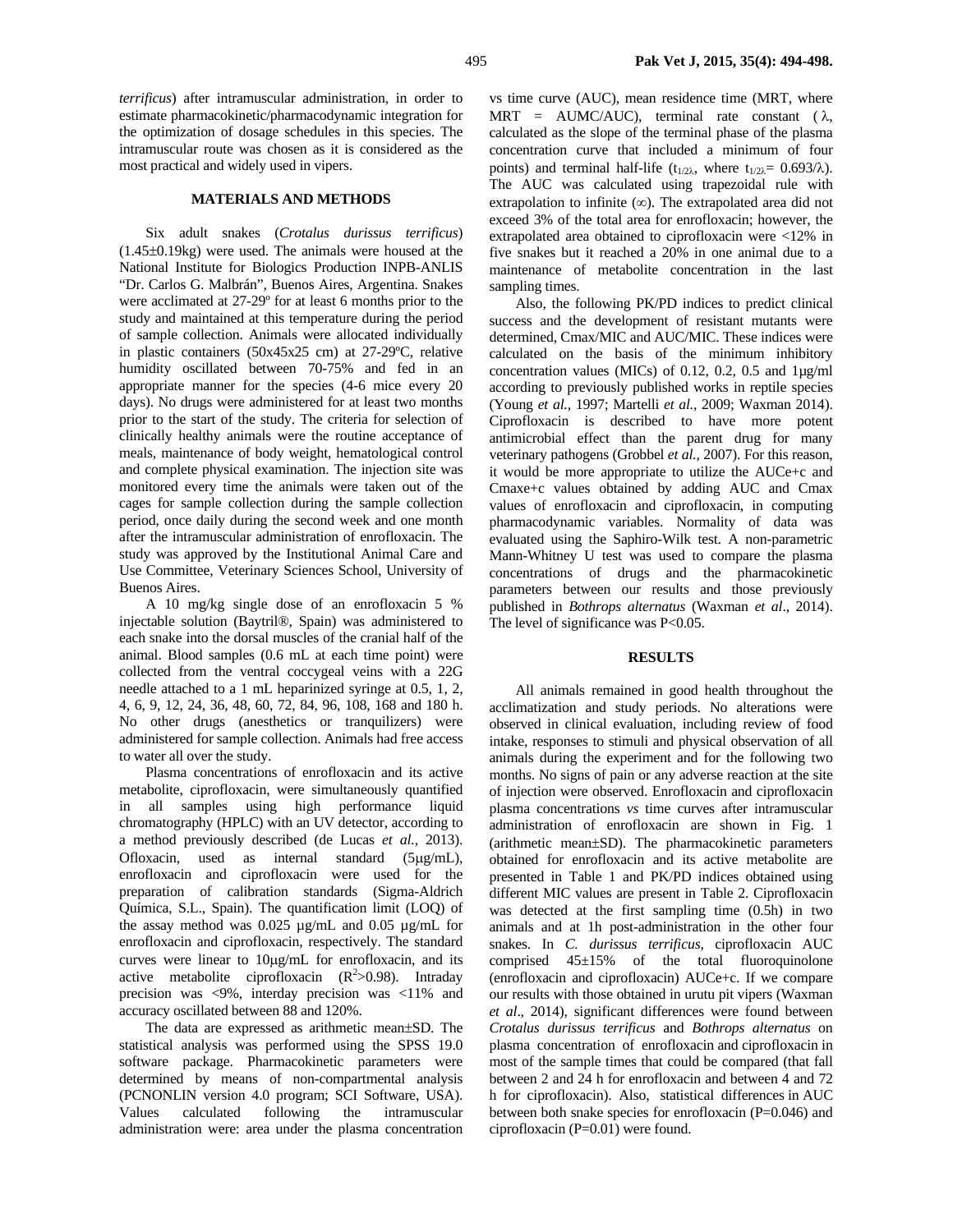*terrificus*) after intramuscular administration, in order to estimate pharmacokinetic/pharmacodynamic integration for the optimization of dosage schedules in this species. The intramuscular route was chosen as it is considered as the most practical and widely used in vipers.

## MATERIALS AND METHODS

Six adult snakes (*Crotalus durissus terrificus*) (1.45±0.19kg) were used. The animals were housed at the National Institute for Biologics Production INPB-ANLIS "Dr. Carlos G. Malbrán", Buenos Aires, Argentina. Snakes were acclimated at 27-29º for at least 6 months prior to the study and maintained at this temperature during the period of sample collection. Animals were allocated individually in plastic containers (50x45x25 cm) at 27-29ºC, relative humidity oscillated between 70-75% and fed in an appropriate manner for the species (4-6 mice every 20 days). No drugs were administered for at least two months prior to the start of the study. The criteria for selection of clinically healthy animals were the routine acceptance of meals, maintenance of body weight, hematological control and complete physical examination. The injection site was monitored every time the animals were taken out of the cages for sample collection during the sample collection period, once daily during the second week and one month after the intramuscular administration of enrofloxacin. The study was approved by the Institutional Animal Care and Use Committee, Veterinary Sciences School, University of Buenos Aires.

A 10 mg/kg single dose of an enrofloxacin 5 % injectable solution (Baytril®, Spain) was administered to each snake into the dorsal muscles of the cranial half of the animal. Blood samples (0.6 mL at each time point) were collected from the ventral coccygeal veins with a 22G needle attached to a 1 mL heparinized syringe at 0.5, 1, 2, 4, 6, 9, 12, 24, 36, 48, 60, 72, 84, 96, 108, 168 and 180 h. No other drugs (anesthetics or tranquilizers) were administered for sample collection. Animals had free access to water all over the study.

Plasma concentrations of enrofloxacin and its active metabolite, ciprofloxacin, were simultaneously quantified in all samples using high performance liquid chromatography (HPLC) with an UV detector, according to a method previously described (de Lucas *et al.,* 2013). Ofloxacin, used as internal standard (5μg/mL), enrofloxacin and ciprofloxacin were used for the preparation of calibration standards (Sigma-Aldrich Química, S.L., Spain). The quantification limit (LOQ) of the assay method was 0.025 µg/mL and 0.05 µg/mL for enrofloxacin and ciprofloxacin, respectively. The standard curves were linear to 10μg/mL for enrofloxacin, and its active metabolite ciprofloxacin ($R^2$>0.98). Intraday precision was <9%, interday precision was <11% and accuracy oscillated between 88 and 120%.

The data are expressed as arithmetic mean±SD. The statistical analysis was performed using the SPSS 19.0 software package. Pharmacokinetic parameters were determined by means of non-compartmental analysis (PCNONLIN version 4.0 program; SCI Software, USA). Values calculated following the intramuscular administration were: area under the plasma concentration vs time curve (AUC), mean residence time (MRT, where MRT = AUMC/AUC), terminal rate constant ( $\lambda$, calculated as the slope of the terminal phase of the plasma concentration curve that included a minimum of four points) and terminal half-life ($t_{1/2\lambda}$, where $t_{1/2\lambda}= 0.693/\lambda$). The AUC was calculated using trapezoidal rule with extrapolation to infinite (∞). The extrapolated area did not exceed 3% of the total area for enrofloxacin; however, the extrapolated area obtained to ciprofloxacin were <12% in five snakes but it reached a 20% in one animal due to a maintenance of metabolite concentration in the last sampling times.

Also, the following PK/PD indices to predict clinical success and the development of resistant mutants were determined, Cmax/MIC and AUC/MIC. These indices were calculated on the basis of the minimum inhibitory concentration values (MICs) of 0.12, 0.2, 0.5 and 1μg/ml according to previously published works in reptile species (Young *et al.,* 1997; Martelli *et al.,* 2009; Waxman 2014). Ciprofloxacin is described to have more potent antimicrobial effect than the parent drug for many veterinary pathogens (Grobbel *et al.,* 2007). For this reason, it would be more appropriate to utilize the AUCe+c and Cmaxe+c values obtained by adding AUC and Cmax values of enrofloxacin and ciprofloxacin, in computing pharmacodynamic variables. Normality of data was evaluated using the Saphiro-Wilk test. A non-parametric Mann-Whitney U test was used to compare the plasma concentrations of drugs and the pharmacokinetic parameters between our results and those previously published in *Bothrops alternatus* (Waxman *et al*., 2014). The level of significance was P<0.05.

## RESULTS

All animals remained in good health throughout the acclimatization and study periods. No alterations were observed in clinical evaluation, including review of food intake, responses to stimuli and physical observation of all animals during the experiment and for the following two months. No signs of pain or any adverse reaction at the site of injection were observed. Enrofloxacin and ciprofloxacin plasma concentrations *vs* time curves after intramuscular administration of enrofloxacin are shown in Fig. 1 (arithmetic mean±SD). The pharmacokinetic parameters obtained for enrofloxacin and its active metabolite are presented in Table 1 and PK/PD indices obtained using different MIC values are present in Table 2. Ciprofloxacin was detected at the first sampling time (0.5h) in two animals and at 1h post-administration in the other four snakes. In *C. durissus terrificus*, ciprofloxacin AUC comprised 45±15% of the total fluoroquinolone (enrofloxacin and ciprofloxacin) AUCe+c. If we compare our results with those obtained in urutu pit vipers (Waxman *et al*., 2014), significant differences were found between *Crotalus durissus terrificus* and *Bothrops alternatus* on plasma concentration of enrofloxacin and ciprofloxacin in most of the sample times that could be compared (that fall between 2 and 24 h for enrofloxacin and between 4 and 72 h for ciprofloxacin). Also, statistical differences in AUC between both snake species for enrofloxacin (P=0.046) and ciprofloxacin (P=0.01) were found.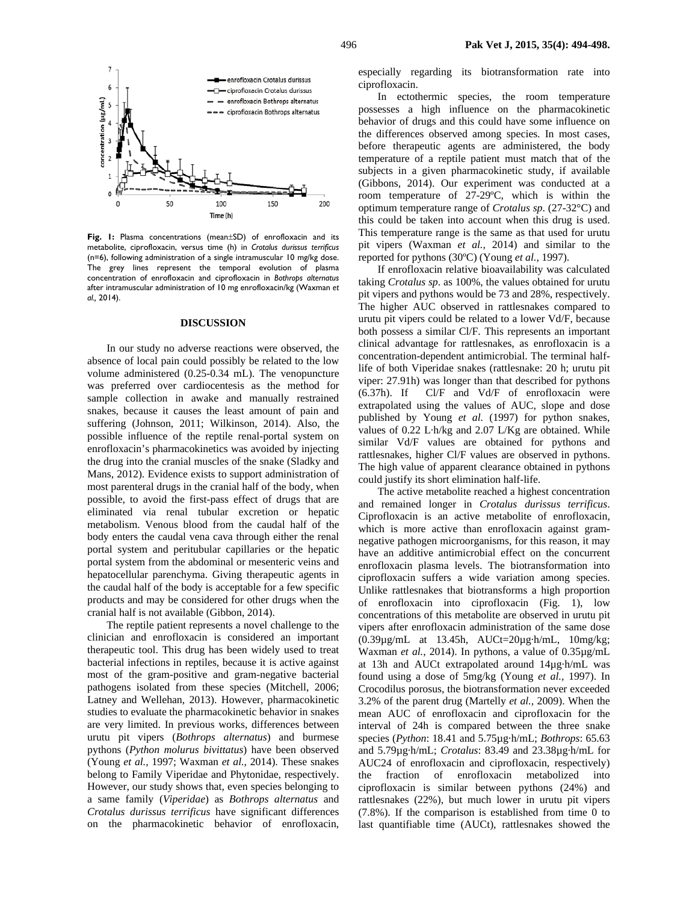**Fig. 1:** Plasma concentrations (mean±SD) of enrofloxacin and its metabolite, ciprofloxacin, versus time (h) in *Crotalus durissus terrificus* (n=6), following administration of a single intramuscular 10 mg/kg dose. The grey lines represent the temporal evolution of plasma concentration of enrofloxacin and ciprofloxacin in *Bothrops alternatus* after intramuscular administration of 10 mg enrofloxacin/kg (Waxman *et al.,* 2014).

## DISCUSSION

In our study no adverse reactions were observed, the absence of local pain could possibly be related to the low volume administered (0.25-0.34 mL). The venopuncture was preferred over cardiocentesis as the method for sample collection in awake and manually restrained snakes, because it causes the least amount of pain and suffering (Johnson, 2011; Wilkinson, 2014). Also, the possible influence of the reptile renal-portal system on enrofloxacin's pharmacokinetics was avoided by injecting the drug into the cranial muscles of the snake (Sladky and Mans, 2012). Evidence exists to support administration of most parenteral drugs in the cranial half of the body, when possible, to avoid the first-pass effect of drugs that are eliminated via renal tubular excretion or hepatic metabolism. Venous blood from the caudal half of the body enters the caudal vena cava through either the renal portal system and peritubular capillaries or the hepatic portal system from the abdominal or mesenteric veins and hepatocellular parenchyma. Giving therapeutic agents in the caudal half of the body is acceptable for a few specific products and may be considered for other drugs when the cranial half is not available (Gibbon, 2014).

The reptile patient represents a novel challenge to the clinician and enrofloxacin is considered an important therapeutic tool. This drug has been widely used to treat bacterial infections in reptiles, because it is active against most of the gram-positive and gram-negative bacterial pathogens isolated from these species (Mitchell, 2006; Latney and Wellehan, 2013). However, pharmacokinetic studies to evaluate the pharmacokinetic behavior in snakes are very limited. In previous works, differences between urutu pit vipers (*Bothrops alternatus*) and burmese pythons (*Python molurus bivittatus*) have been observed (Young *et al.,* 1997; Waxman *et al.,* 2014). These snakes belong to Family Viperidae and Phytonidae, respectively. However, our study shows that, even species belonging to a same family (*Viperidae*) as *Bothrops alternatus* and *Crotalus durissus terrificus* have significant differences on the pharmacokinetic behavior of enrofloxacin, especially regarding its biotransformation rate into ciprofloxacin.

In ectothermic species, the room temperature possesses a high influence on the pharmacokinetic behavior of drugs and this could have some influence on the differences observed among species. In most cases, before therapeutic agents are administered, the body temperature of a reptile patient must match that of the subjects in a given pharmacokinetic study, if available (Gibbons, 2014). Our experiment was conducted at a room temperature of 27-29ºC, which is within the optimum temperature range of *Crotalus sp*. (27-32°C) and this could be taken into account when this drug is used. This temperature range is the same as that used for urutu pit vipers (Waxman *et al.,* 2014) and similar to the reported for pythons (30ºC) (Young *et al.,* 1997).

If enrofloxacin relative bioavailability was calculated taking *Crotalus sp*. as 100%, the values obtained for urutu pit vipers and pythons would be 73 and 28%, respectively. The higher AUC observed in rattlesnakes compared to urutu pit vipers could be related to a lower Vd/F, because both possess a similar Cl/F. This represents an important clinical advantage for rattlesnakes, as enrofloxacin is a concentration-dependent antimicrobial. The terminal half-life of both Viperidae snakes (rattlesnake: 20 h; urutu pit viper: 27.91h) was longer than that described for pythons (6.37h). If Cl/F and Vd/F of enrofloxacin were extrapolated using the values of AUC, slope and dose published by Young *et al.* (1997) for python snakes, values of 0.22 L·h/kg and 2.07 L/Kg are obtained. While similar Vd/F values are obtained for pythons and rattlesnakes, higher Cl/F values are observed in pythons. The high value of apparent clearance obtained in pythons could justify its short elimination half-life.

The active metabolite reached a highest concentration and remained longer in *Crotalus durissus terrificus*. Ciprofloxacin is an active metabolite of enrofloxacin, which is more active than enrofloxacin against gram-negative pathogen microorganisms, for this reason, it may have an additive antimicrobial effect on the concurrent enrofloxacin plasma levels. The biotransformation into ciprofloxacin suffers a wide variation among species. Unlike rattlesnakes that biotransforms a high proportion of enrofloxacin into ciprofloxacin (Fig. 1), low concentrations of this metabolite are observed in urutu pit vipers after enrofloxacin administration of the same dose (0.39µg/mL at 13.45h, AUCt=20µg·h/mL, 10mg/kg; Waxman *et al.,* 2014). In pythons, a value of 0.35µg/mL at 13h and AUCt extrapolated around 14µg·h/mL was found using a dose of 5mg/kg (Young *et al.,* 1997). In Crocodilus porosus, the biotransformation never exceeded 3.2% of the parent drug (Martelly *et al.,* 2009). When the mean AUC of enrofloxacin and ciprofloxacin for the interval of 24h is compared between the three snake species (*Python*: 18.41 and 5.75µg·h/mL; *Bothrops*: 65.63 and 5.79µg·h/mL; *Crotalus*: 83.49 and 23.38µg·h/mL for AUC24 of enrofloxacin and ciprofloxacin, respectively) the fraction of enrofloxacin metabolized into ciprofloxacin is similar between pythons (24%) and rattlesnakes (22%), but much lower in urutu pit vipers (7.8%). If the comparison is established from time 0 to last quantifiable time (AUCt), rattlesnakes showed the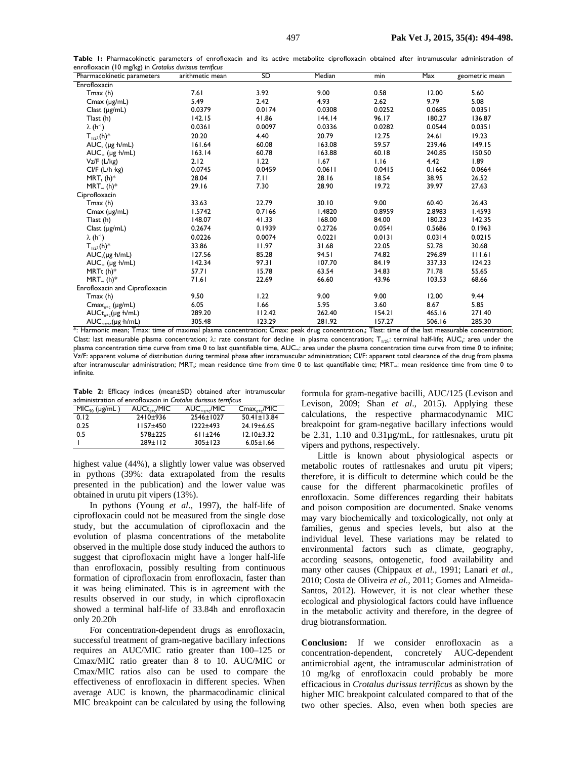**Table 1:** Pharmacokinetic parameters of enrofloxacin and its active metabolite ciprofloxacin obtained after intramuscular administration of enrofloxacin (10 mg/kg) in *Crotalus durissus terrificus*

| Pharmacokinetic parameters | arithmetic mean | SD | Median | min | Max | geometric mean |
|---|---|---|---|---|---|---|
| Enrofloxacin | | | | | | |
| Tmax (h) | 7.61 | 3.92 | 9.00 | 0.58 | 12.00 | 5.60 |
| Cmax (µg/mL) | 5.49 | 2.42 | 4.93 | 2.62 | 9.79 | 5.08 |
| Clast (µg/mL) | 0.0379 | 0.0174 | 0.0308 | 0.0252 | 0.0685 | 0.0351 |
| Tlast (h) | 142.15 | 41.86 | 144.14 | 96.17 | 180.27 | 136.87 |
| $\lambda$ ($h^{-1}$) | 0.0361 | 0.0097 | 0.0336 | 0.0282 | 0.0544 | 0.0351 |
| $T_{1/2\lambda}$(h)* | 20.20 | 4.40 | 20.79 | 12.75 | 24.61 | 19.23 |
| $AUC_t$ (µg·h/mL) | 161.64 | 60.08 | 163.08 | 59.57 | 239.46 | 149.15 |
| $AUC_\infty$ (µg·h/mL) | 163.14 | 60.78 | 163.88 | 60.18 | 240.85 | 150.50 |
| Vz/F (L/kg) | 2.12 | 1.22 | 1.67 | 1.16 | 4.42 | 1.89 |
| Cl/F (L/h·kg) | 0.0745 | 0.0459 | 0.0611 | 0.0415 | 0.1662 | 0.0664 |
| $MRT_t$ (h)* | 28.04 | 7.11 | 28.16 | 18.54 | 38.95 | 26.52 |
| $MRT_\infty$ (h)* | 29.16 | 7.30 | 28.90 | 19.72 | 39.97 | 27.63 |
| Ciprofloxacin | | | | | | |
| Tmax (h) | 33.63 | 22.79 | 30.10 | 9.00 | 60.40 | 26.43 |
| Cmax (µg/mL) | 1.5742 | 0.7166 | 1.4820 | 0.8959 | 2.8983 | 1.4593 |
| Tlast (h) | 148.07 | 41.33 | 168.00 | 84.00 | 180.23 | 142.35 |
| Clast (µg/mL) | 0.2674 | 0.1939 | 0.2726 | 0.0541 | 0.5686 | 0.1963 |
| $\lambda$ ($h^{-1}$) | 0.0226 | 0.0074 | 0.0221 | 0.0131 | 0.0314 | 0.0215 |
| $T_{1/2\lambda}$(h)* | 33.86 | 11.97 | 31.68 | 22.05 | 52.78 | 30.68 |
| $AUC_t$(µg·h/mL) | 127.56 | 85.28 | 94.51 | 74.82 | 296.89 | 111.61 |
| $AUC_\infty$ (µg·h/mL) | 142.34 | 97.31 | 107.70 | 84.19 | 337.33 | 124.23 |
| MRTt (h)* | 57.71 | 15.78 | 63.54 | 34.83 | 71.78 | 55.65 |
| $MRT_\infty$ (h)* | 71.61 | 22.69 | 66.60 | 43.96 | 103.53 | 68.66 |
| Enrofloxacin and Ciprofloxacin | | | | | | |
| Tmax (h) | 9.50 | 1.22 | 9.00 | 9.00 | 12.00 | 9.44 |
| $Cmax_{e+c}$ (µg/mL) | 6.05 | 1.66 | 5.95 | 3.60 | 8.67 | 5.85 |
| $AUCt_{e+c}$(µg·h/mL) | 289.20 | 112.42 | 262.40 | 154.21 | 465.16 | 271.40 |
| $AUC_{\infty e+c}$(µg·h/mL) | 305.48 | 123.29 | 281.92 | 157.27 | 506.16 | 285.30 |

*: Harmonic mean; Tmax: time of maximal plasma concentration; Cmax: peak drug concentration,; Tlast: time of the last measurable concentration; Clast: last measurable plasma concentration; $\lambda$: rate constant for decline in plasma concentration; $T_{1/2\lambda}$: terminal half-life; $AUC_t$: area under the plasma concentration time curve from time 0 to last quantifiable time, $AUC_\infty$: area under the plasma concentration time curve from time 0 to infinite; Vz/F: apparent volume of distribution during terminal phase after intramuscular administration; Cl/F: apparent total clearance of the drug from plasma after intramuscular administration; $MRT_t$: mean residence time from time 0 to last quantifiable time; $MRT_\infty$: mean residence time from time 0 to infinite.

**Table 2:** Efficacy indices (mean±SD) obtained after intramuscular administration of enrofloxacin in *Crotalus durissus terrificus*

| $MIC_{90}$ (µg/mL ) | $AUCt_{e+c}$/MIC | $AUC_{\infty e+c}$/MIC | $Cmax_{e+c}$/MIC |
|---|---|---|---|
| 0.12 | 2410±936 | 2546±1027 | 50.41±13.84 |
| 0.25 | 1157±450 | 1222±493 | 24.19±6.65 |
| 0.5 | 578±225 | 611±246 | 12.10±3.32 |
| 1 | 289±112 | 305±123 | 6.05±1.66 |

highest value (44%), a slightly lower value was observed in pythons (39%: data extrapolated from the results presented in the publication) and the lower value was obtained in urutu pit vipers (13%).

In pythons (Young *et al*., 1997), the half-life of ciprofloxacin could not be measured from the single dose study, but the accumulation of ciprofloxacin and the evolution of plasma concentrations of the metabolite observed in the multiple dose study induced the authors to suggest that ciprofloxacin might have a longer half-life than enrofloxacin, possibly resulting from continuous formation of ciprofloxacin from enrofloxacin, faster than it was being eliminated. This is in agreement with the results observed in our study, in which ciprofloxacin showed a terminal half-life of 33.84h and enrofloxacin only 20.20h

For concentration-dependent drugs as enrofloxacin, successful treatment of gram-negative bacillary infections requires an AUC/MIC ratio greater than 100–125 or Cmax/MIC ratio greater than 8 to 10. AUC/MIC or Cmax/MIC ratios also can be used to compare the effectiveness of enrofloxacin in different species. When average AUC is known, the pharmacodinamic clinical MIC breakpoint can be calculated by using the following formula for gram-negative bacilli, AUC/125 (Levison and Levison, 2009; Shan *et al*., 2015). Applying these calculations, the respective pharmacodynamic MIC breakpoint for gram-negative bacillary infections would be 2.31, 1.10 and 0.31µg/mL, for rattlesnakes, urutu pit vipers and pythons, respectively.

Little is known about physiological aspects or metabolic routes of rattlesnakes and urutu pit vipers; therefore, it is difficult to determine which could be the cause for the different pharmacokinetic profiles of enrofloxacin. Some differences regarding their habitats and poison composition are documented. Snake venoms may vary biochemically and toxicologically, not only at families, genus and species levels, but also at the individual level. These variations may be related to environmental factors such as climate, geography, according seasons, ontogenetic, food availability and many other causes (Chippaux *et al.*, 1991; Lanari *et al.*, 2010; Costa de Oliveira *et al.*, 2011; Gomes and Almeida-Santos, 2012). However, it is not clear whether these ecological and physiological factors could have influence in the metabolic activity and therefore, in the degree of drug biotransformation.

**Conclusion:** If we consider enrofloxacin as a concentration-dependent, concretely AUC-dependent antimicrobial agent, the intramuscular administration of 10 mg/kg of enrofloxacin could probably be more efficacious in *Crotalus durissus terrificus* as shown by the higher MIC breakpoint calculated compared to that of the two other species. Also, even when both species are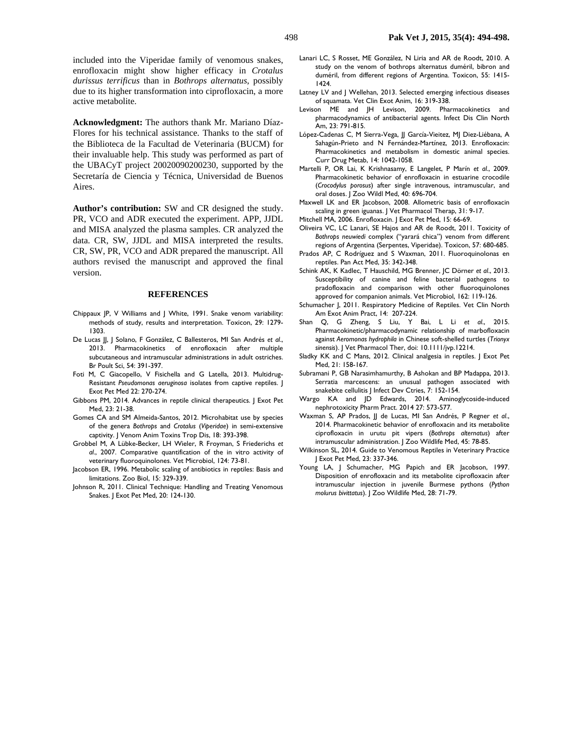included into the Viperidae family of venomous snakes, enrofloxacin might show higher efficacy in *Crotalus durissus terrificus* than in *Bothrops alternatus*, possibly due to its higher transformation into ciprofloxacin, a more active metabolite.

**Acknowledgment:** The authors thank Mr. Mariano Díaz-Flores for his technical assistance. Thanks to the staff of the Biblioteca de la Facultad de Veterinaria (BUCM) for their invaluable help. This study was performed as part of the UBACyT project 20020090200230, supported by the Secretaría de Ciencia y Técnica, Universidad de Buenos Aires.

**Author's contribution:** SW and CR designed the study. PR, VCO and ADR executed the experiment. APP, JJDL and MISA analyzed the plasma samples. CR analyzed the data. CR, SW, JJDL and MISA interpreted the results. CR, SW, PR, VCO and ADR prepared the manuscript. All authors revised the manuscript and approved the final version.

## REFERENCES

Chippaux JP, V Williams and J White, 1991. Snake venom variability: methods of study, results and interpretation. Toxicon, 29: 1279-1303.

De Lucas JJ, J Solano, F González, C Ballesteros, MI San Andrés *et al*., 2013. Pharmacokinetics of enrofloxacin after multiple subcutaneous and intramuscular administrations in adult ostriches. Br Poult Sci, 54: 391-397.

Foti M, C Giacopello, V Fisichella and G Latella, 2013. Multidrug-Resistant *Pseudomonas aeruginosa* isolates from captive reptiles. J Exot Pet Med 22: 270-274.

Gibbons PM, 2014. Advances in reptile clinical therapeutics. J Exot Pet Med, 23: 21-38.

Gomes CA and SM Almeida-Santos, 2012. Microhabitat use by species of the genera *Bothrops* and *Crotalus* (*Viperidae*) in semi-extensive captivity. J Venom Anim Toxins Trop Dis, 18: 393-398.

Grobbel M, A Lübke-Becker, LH Wieler, R Froyman, S Friederichs *et al*., 2007. Comparative quantification of the in vitro activity of veterinary fluoroquinolones. Vet Microbiol, 124: 73-81.

Jacobson ER, 1996. Metabolic scaling of antibiotics in reptiles: Basis and limitations. Zoo Biol, 15: 329-339.

Johnson R, 2011. Clinical Technique: Handling and Treating Venomous Snakes. J Exot Pet Med, 20: 124-130.

Lanari LC, S Rosset, ME González, N Liria and AR de Roodt, 2010. A study on the venom of bothrops alternatus duméril, bibron and duméril, from different regions of Argentina. Toxicon, 55: 1415-1424.

Latney LV and J Wellehan, 2013. Selected emerging infectious diseases of squamata. Vet Clin Exot Anim, 16: 319-338.

Levison ME and JH Levison, 2009. Pharmacokinetics and pharmacodynamics of antibacterial agents. Infect Dis Clin North Am, 23: 791-815.

López-Cadenas C, M Sierra-Vega, JJ García-Vieitez, MJ Diez-Liébana, A Sahagún-Prieto and N Fernández-Martínez, 2013. Enrofloxacin: Pharmacokinetics and metabolism in domestic animal species. Curr Drug Metab, 14: 1042-1058.

Martelli P, OR Lai, K Krishnasamy, E Langelet, P Marín *et al*., 2009. Pharmacokinetic behavior of enrofloxacin in estuarine crocodile (*Crocodylus porosus*) after single intravenous, intramuscular, and oral doses. J Zoo Wildl Med, 40: 696-704.

Maxwell LK and ER Jacobson, 2008. Allometric basis of enrofloxacin scaling in green iguanas. J Vet Pharmacol Therap, 31: 9-17.

Mitchell MA, 2006. Enrofloxacin. J Exot Pet Med, 15: 66-69.

Oliveira VC, LC Lanari, SE Hajos and AR de Roodt, 2011. Toxicity of *Bothrops neuwiedi* complex ("yarará chica") venom from different regions of Argentina (Serpentes, Viperidae). Toxicon, 57: 680-685.

Prados AP, C Rodríguez and S Waxman, 2011. Fluoroquinolonas en reptiles. Pan Act Med, 35: 342-348.

Schink AK, K Kadlec, T Hauschild, MG Brenner, JC Dörner *et al*., 2013. Susceptibility of canine and feline bacterial pathogens to pradofloxacin and comparison with other fluoroquinolones approved for companion animals. Vet Microbiol, 162: 119-126.

Schumacher J, 2011. Respiratory Medicine of Reptiles. Vet Clin North Am Exot Anim Pract, 14: 207-224.

Shan Q, G Zheng, S Liu, Y Bai, L Li *et al*., 2015. Pharmacokinetic/pharmacodynamic relationship of marbofloxacin against *Aeromonas hydrophila* in Chinese soft-shelled turtles (*Trionyx sinensis*). J Vet Pharmacol Ther, doi: 10.1111/jvp.12214.

Sladky KK and C Mans, 2012. Clinical analgesia in reptiles. J Exot Pet Med, 21: 158-167.

Subramani P, GB Narasimhamurthy, B Ashokan and BP Madappa, 2013. Serratia marcescens: an unusual pathogen associated with snakebite cellulitis J Infect Dev Ctries, 7: 152-154.

Wargo KA and JD Edwards, 2014. Aminoglycoside-induced nephrotoxicity Pharm Pract. 2014 27: 573-577.

Waxman S, AP Prados, JJ de Lucas, MI San Andrés, P Regner *et al*., 2014. Pharmacokinetic behavior of enrofloxacin and its metabolite ciprofloxacin in urutu pit vipers (*Bothrops alternatus*) after intramuscular administration. J Zoo Wildlife Med, 45: 78-85.

Wilkinson SL, 2014. Guide to Venomous Reptiles in Veterinary Practice J Exot Pet Med, 23: 337-346.

Young LA, J Schumacher, MG Papich and ER Jacobson, 1997. Disposition of enrofloxacin and its metabolite ciprofloxacin after intramuscular injection in juvenile Burmese pythons (*Python molurus bivittatus*). J Zoo Wildlife Med, 28: 71-79.